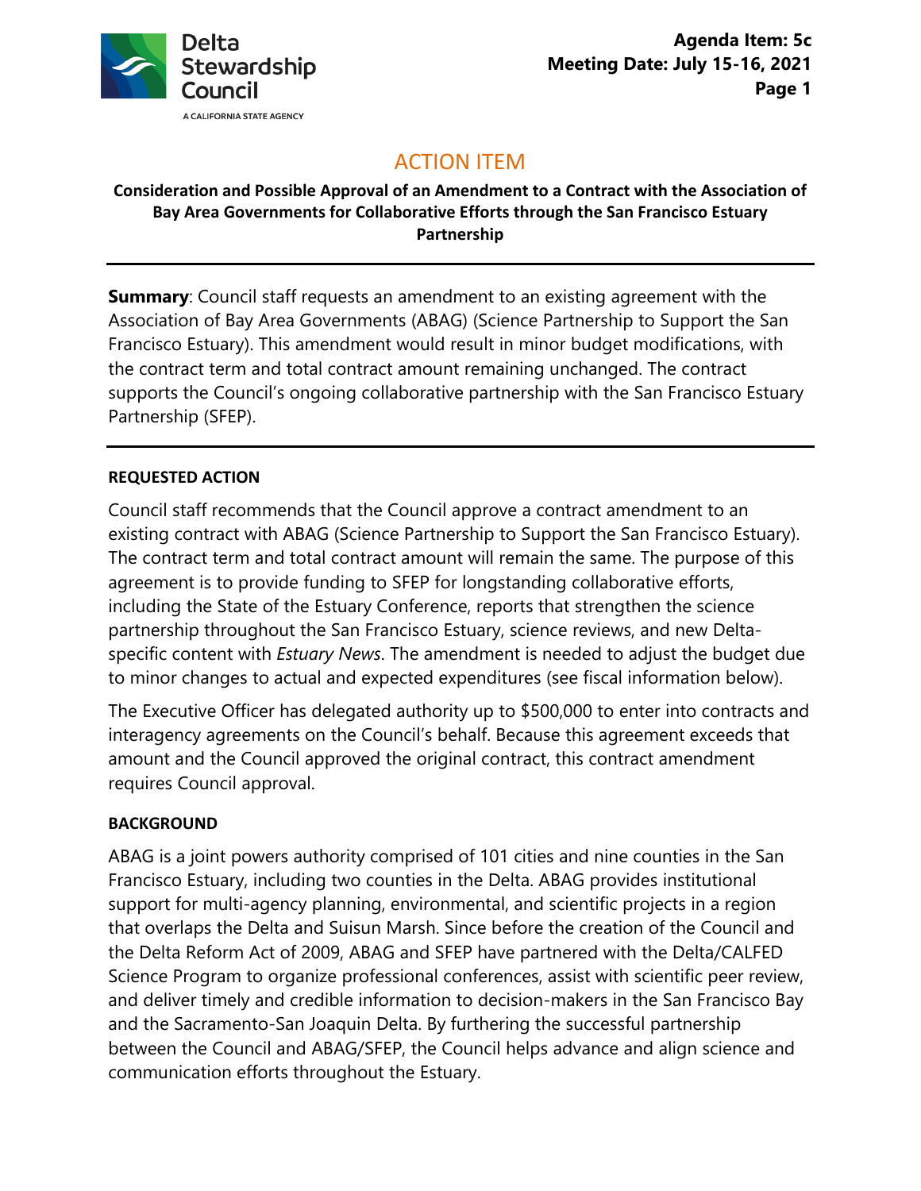# ACTION ITEM

**Consideration and Possible Approval of an Amendment to a Contract with the Association of Bay Area Governments for Collaborative Efforts through the San Francisco Estuary Partnership**

---

**Summary**: Council staff requests an amendment to an existing agreement with the Association of Bay Area Governments (ABAG) (Science Partnership to Support the San Francisco Estuary). This amendment would result in minor budget modifications, with the contract term and total contract amount remaining unchanged. The contract supports the Council's ongoing collaborative partnership with the San Francisco Estuary Partnership (SFEP).

---

### REQUESTED ACTION

Council staff recommends that the Council approve a contract amendment to an existing contract with ABAG (Science Partnership to Support the San Francisco Estuary). The contract term and total contract amount will remain the same. The purpose of this agreement is to provide funding to SFEP for longstanding collaborative efforts, including the State of the Estuary Conference, reports that strengthen the science partnership throughout the San Francisco Estuary, science reviews, and new Delta-specific content with *Estuary News*. The amendment is needed to adjust the budget due to minor changes to actual and expected expenditures (see fiscal information below).

The Executive Officer has delegated authority up to $500,000 to enter into contracts and interagency agreements on the Council's behalf. Because this agreement exceeds that amount and the Council approved the original contract, this contract amendment requires Council approval.

### BACKGROUND

ABAG is a joint powers authority comprised of 101 cities and nine counties in the San Francisco Estuary, including two counties in the Delta. ABAG provides institutional support for multi-agency planning, environmental, and scientific projects in a region that overlaps the Delta and Suisun Marsh. Since before the creation of the Council and the Delta Reform Act of 2009, ABAG and SFEP have partnered with the Delta/CALFED Science Program to organize professional conferences, assist with scientific peer review, and deliver timely and credible information to decision-makers in the San Francisco Bay and the Sacramento-San Joaquin Delta. By furthering the successful partnership between the Council and ABAG/SFEP, the Council helps advance and align science and communication efforts throughout the Estuary.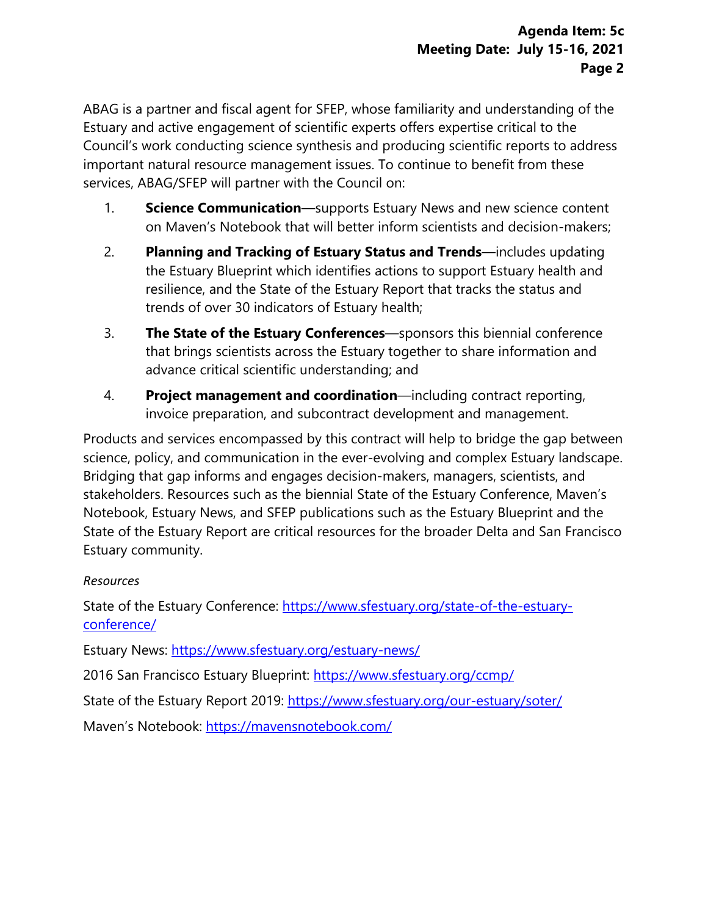ABAG is a partner and fiscal agent for SFEP, whose familiarity and understanding of the Estuary and active engagement of scientific experts offers expertise critical to the Council's work conducting science synthesis and producing scientific reports to address important natural resource management issues. To continue to benefit from these services, ABAG/SFEP will partner with the Council on:

1. **Science Communication**—supports Estuary News and new science content on Maven's Notebook that will better inform scientists and decision-makers;
2. **Planning and Tracking of Estuary Status and Trends**—includes updating the Estuary Blueprint which identifies actions to support Estuary health and resilience, and the State of the Estuary Report that tracks the status and trends of over 30 indicators of Estuary health;
3. **The State of the Estuary Conferences**—sponsors this biennial conference that brings scientists across the Estuary together to share information and advance critical scientific understanding; and
4. **Project management and coordination**—including contract reporting, invoice preparation, and subcontract development and management.

Products and services encompassed by this contract will help to bridge the gap between science, policy, and communication in the ever-evolving and complex Estuary landscape. Bridging that gap informs and engages decision-makers, managers, scientists, and stakeholders. Resources such as the biennial State of the Estuary Conference, Maven's Notebook, Estuary News, and SFEP publications such as the Estuary Blueprint and the State of the Estuary Report are critical resources for the broader Delta and San Francisco Estuary community.

*Resources*

State of the Estuary Conference: https://www.sfestuary.org/state-of-the-estuary-conference/

Estuary News: https://www.sfestuary.org/estuary-news/

2016 San Francisco Estuary Blueprint: https://www.sfestuary.org/ccmp/

State of the Estuary Report 2019: https://www.sfestuary.org/our-estuary/soter/

Maven's Notebook: https://mavensnotebook.com/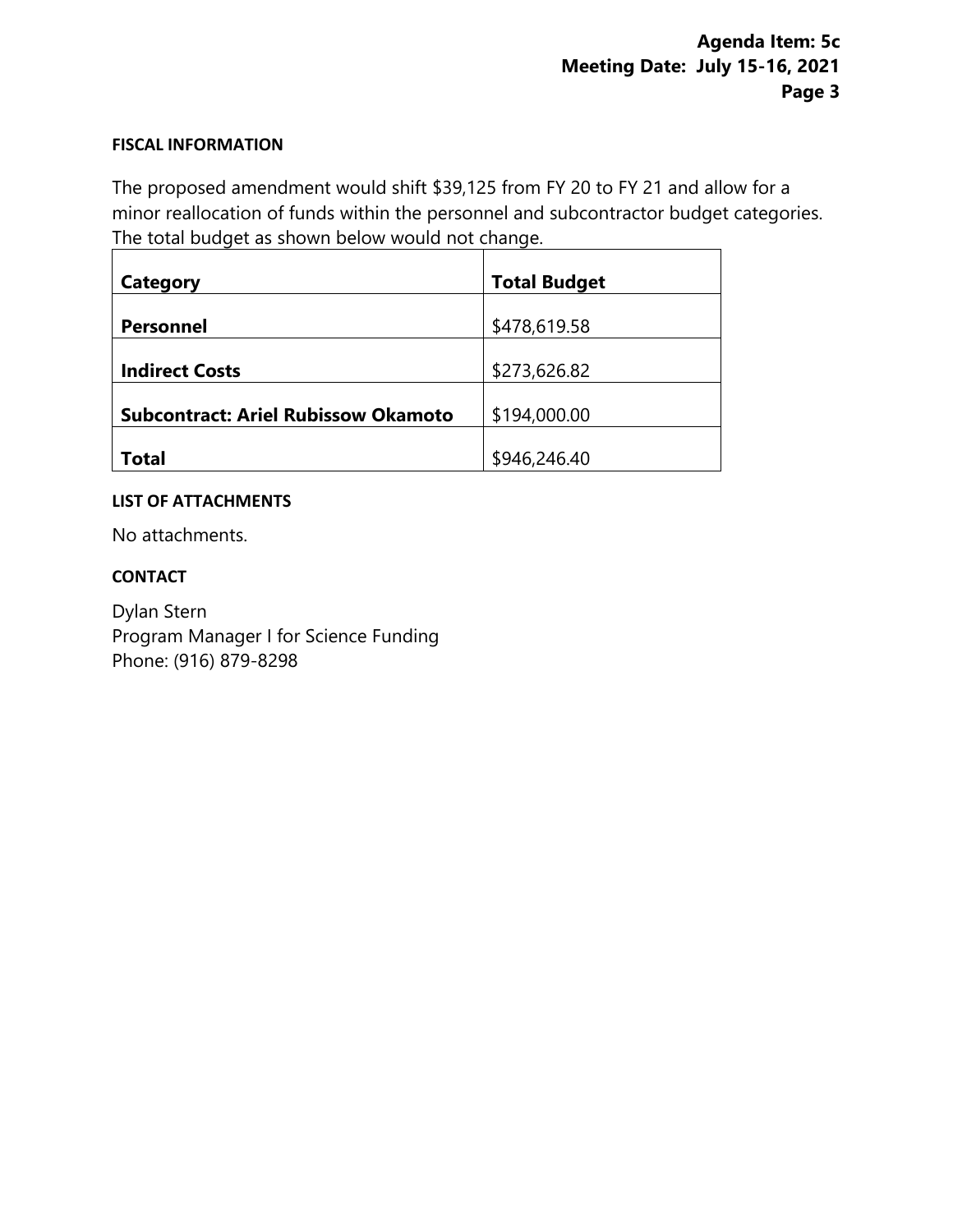#### FISCAL INFORMATION

The proposed amendment would shift $39,125 from FY 20 to FY 21 and allow for a minor reallocation of funds within the personnel and subcontractor budget categories. The total budget as shown below would not change.

| Category | Total Budget |
|---|---|
| **Personnel** | $478,619.58 |
| **Indirect Costs** | $273,626.82 |
| **Subcontract: Ariel Rubissow Okamoto** | $194,000.00 |
| **Total** | $946,246.40 |

#### LIST OF ATTACHMENTS

No attachments.

#### CONTACT

Dylan Stern
Program Manager I for Science Funding
Phone: (916) 879-8298